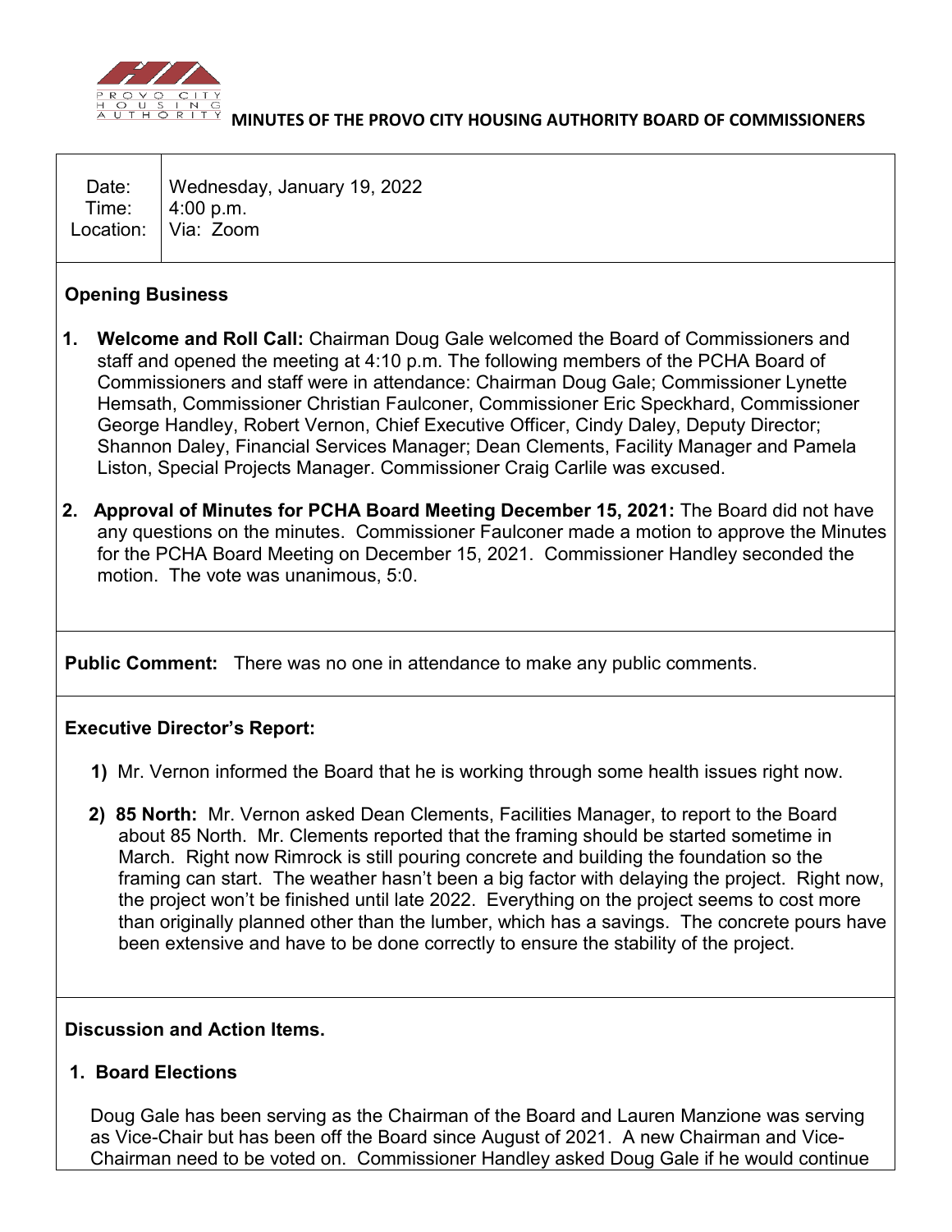# MINUTES OF THE PROVO CITY HOUSING AUTHORITY BOARD OF COMMISSIONERS

| | |
|---|---|
| Date: | Wednesday, January 19, 2022 |
| Time: | 4:00 p.m. |
| Location: | Via: Zoom |

## Opening Business

1. **Welcome and Roll Call:** Chairman Doug Gale welcomed the Board of Commissioners and staff and opened the meeting at 4:10 p.m. The following members of the PCHA Board of Commissioners and staff were in attendance: Chairman Doug Gale; Commissioner Lynette Hemsath, Commissioner Christian Faulconer, Commissioner Eric Speckhard, Commissioner George Handley, Robert Vernon, Chief Executive Officer, Cindy Daley, Deputy Director; Shannon Daley, Financial Services Manager; Dean Clements, Facility Manager and Pamela Liston, Special Projects Manager. Commissioner Craig Carlile was excused.

2. **Approval of Minutes for PCHA Board Meeting December 15, 2021:** The Board did not have any questions on the minutes. Commissioner Faulconer made a motion to approve the Minutes for the PCHA Board Meeting on December 15, 2021. Commissioner Handley seconded the motion. The vote was unanimous, 5:0.

**Public Comment:** There was no one in attendance to make any public comments.

## Executive Director's Report:

1) Mr. Vernon informed the Board that he is working through some health issues right now.

2) **85 North:** Mr. Vernon asked Dean Clements, Facilities Manager, to report to the Board about 85 North. Mr. Clements reported that the framing should be started sometime in March. Right now Rimrock is still pouring concrete and building the foundation so the framing can start. The weather hasn't been a big factor with delaying the project. Right now, the project won't be finished until late 2022. Everything on the project seems to cost more than originally planned other than the lumber, which has a savings. The concrete pours have been extensive and have to be done correctly to ensure the stability of the project.

## Discussion and Action Items.

### 1. Board Elections

Doug Gale has been serving as the Chairman of the Board and Lauren Manzione was serving as Vice-Chair but has been off the Board since August of 2021. A new Chairman and Vice-Chairman need to be voted on. Commissioner Handley asked Doug Gale if he would continue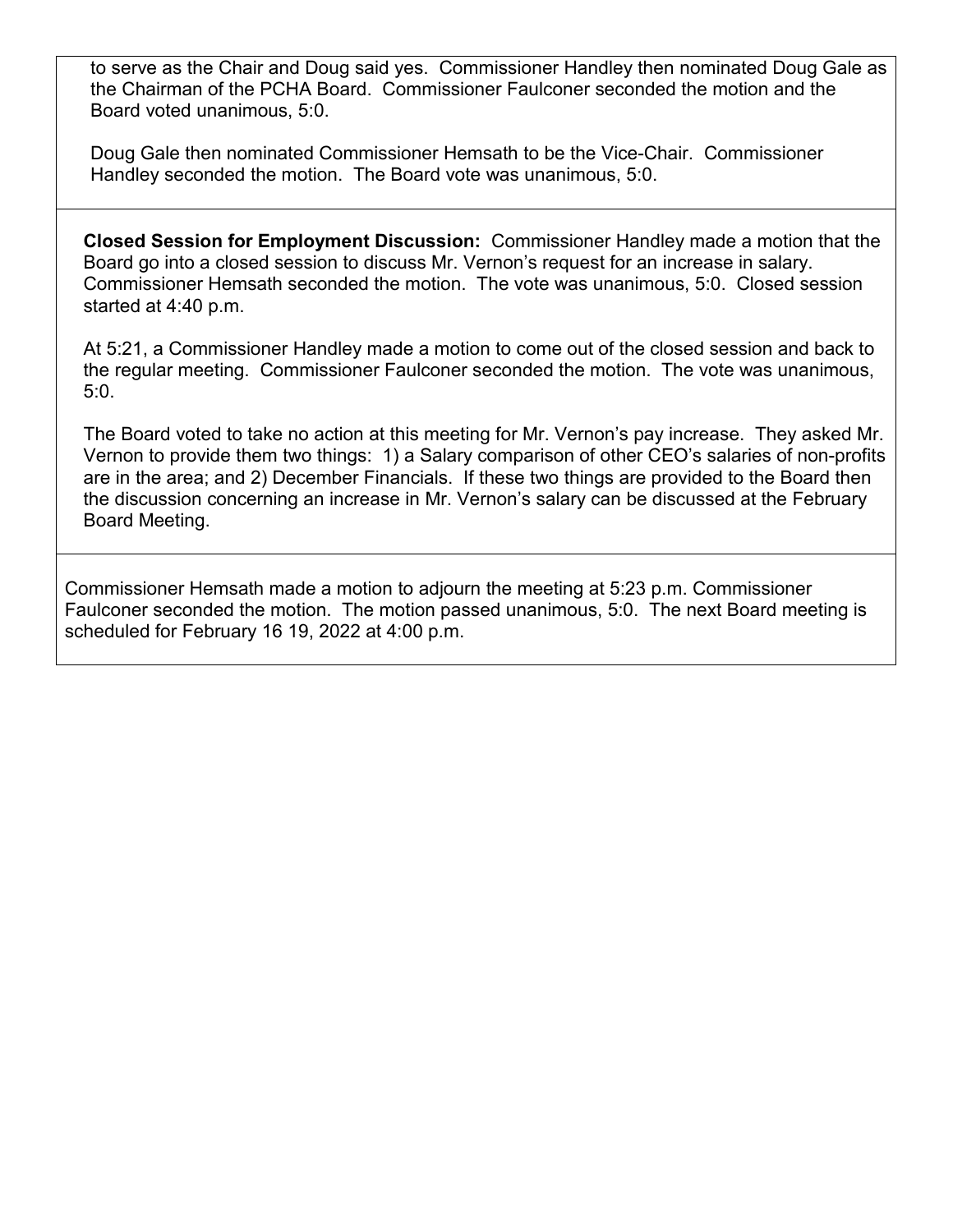to serve as the Chair and Doug said yes. Commissioner Handley then nominated Doug Gale as the Chairman of the PCHA Board. Commissioner Faulconer seconded the motion and the Board voted unanimous, 5:0.

Doug Gale then nominated Commissioner Hemsath to be the Vice-Chair. Commissioner Handley seconded the motion. The Board vote was unanimous, 5:0.

**Closed Session for Employment Discussion:** Commissioner Handley made a motion that the Board go into a closed session to discuss Mr. Vernon's request for an increase in salary. Commissioner Hemsath seconded the motion. The vote was unanimous, 5:0. Closed session started at 4:40 p.m.

At 5:21, a Commissioner Handley made a motion to come out of the closed session and back to the regular meeting. Commissioner Faulconer seconded the motion. The vote was unanimous, 5:0.

The Board voted to take no action at this meeting for Mr. Vernon's pay increase. They asked Mr. Vernon to provide them two things: 1) a Salary comparison of other CEO's salaries of non-profits are in the area; and 2) December Financials. If these two things are provided to the Board then the discussion concerning an increase in Mr. Vernon's salary can be discussed at the February Board Meeting.

Commissioner Hemsath made a motion to adjourn the meeting at 5:23 p.m. Commissioner Faulconer seconded the motion. The motion passed unanimous, 5:0. The next Board meeting is scheduled for February 16 19, 2022 at 4:00 p.m.